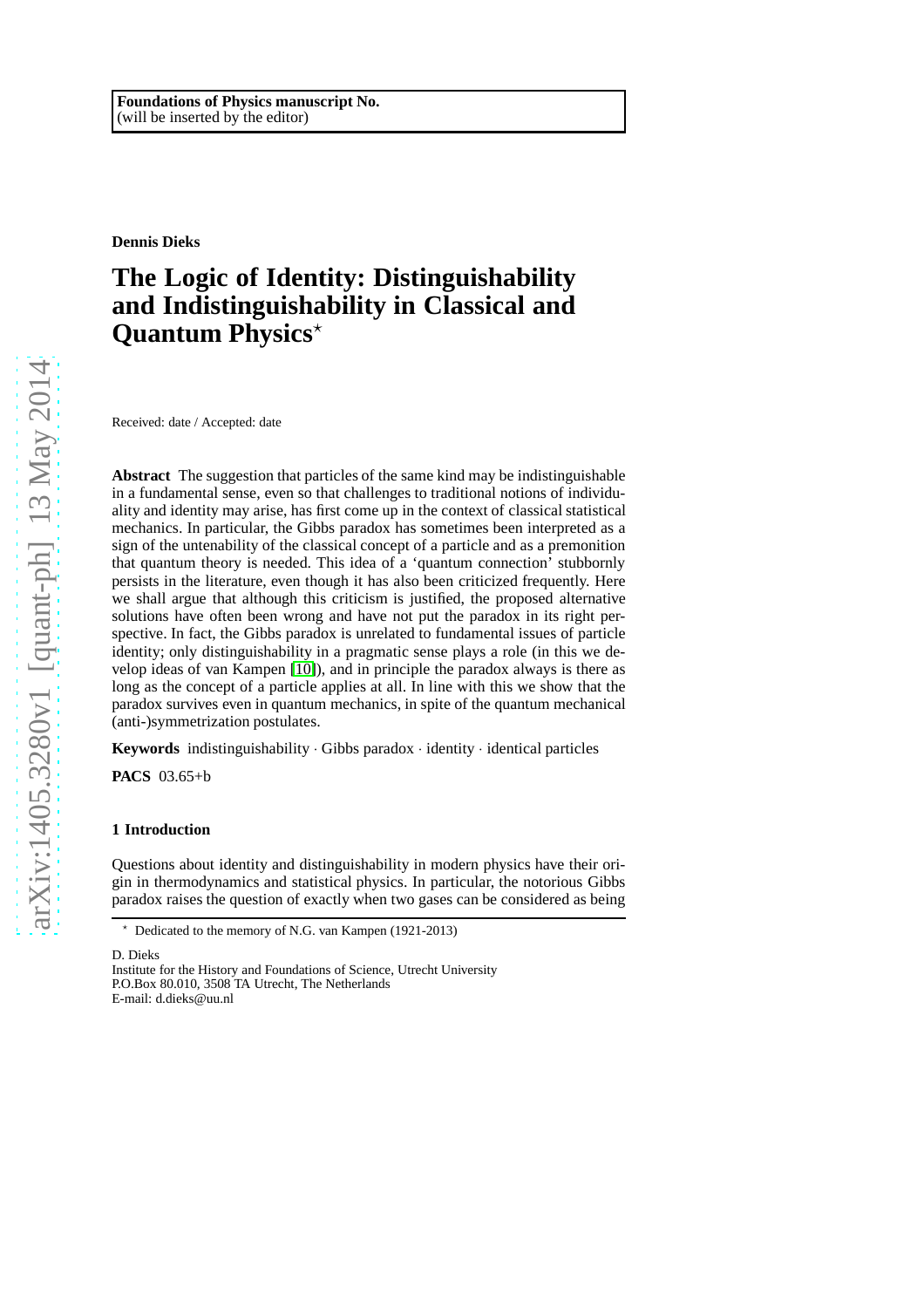**Foundations of Physics manuscript No.**
(will be inserted by the editor)

**Dennis Dieks**

# The Logic of Identity: Distinguishability and Indistinguishability in Classical and Quantum Physics*

Received: date / Accepted: date

**Abstract** The suggestion that particles of the same kind may be indistinguishable in a fundamental sense, even so that challenges to traditional notions of individuality and identity may arise, has first come up in the context of classical statistical mechanics. In particular, the Gibbs paradox has sometimes been interpreted as a sign of the untenability of the classical concept of a particle and as a premonition that quantum theory is needed. This idea of a 'quantum connection' stubbornly persists in the literature, even though it has also been criticized frequently. Here we shall argue that although this criticism is justified, the proposed alternative solutions have often been wrong and have not put the paradox in its right perspective. In fact, the Gibbs paradox is unrelated to fundamental issues of particle identity; only distinguishability in a pragmatic sense plays a role (in this we develop ideas of van Kampen [10]), and in principle the paradox always is there as long as the concept of a particle applies at all. In line with this we show that the paradox survives even in quantum mechanics, in spite of the quantum mechanical (anti-)symmetrization postulates.

**Keywords** indistinguishability · Gibbs paradox · identity · identical particles

**PACS** 03.65+b

## 1 Introduction

Questions about identity and distinguishability in modern physics have their origin in thermodynamics and statistical physics. In particular, the notorious Gibbs paradox raises the question of exactly when two gases can be considered as being

---

* Dedicated to the memory of N.G. van Kampen (1921-2013)

D. Dieks
Institute for the History and Foundations of Science, Utrecht University
P.O.Box 80.010, 3508 TA Utrecht, The Netherlands
E-mail: d.dieks@uu.nl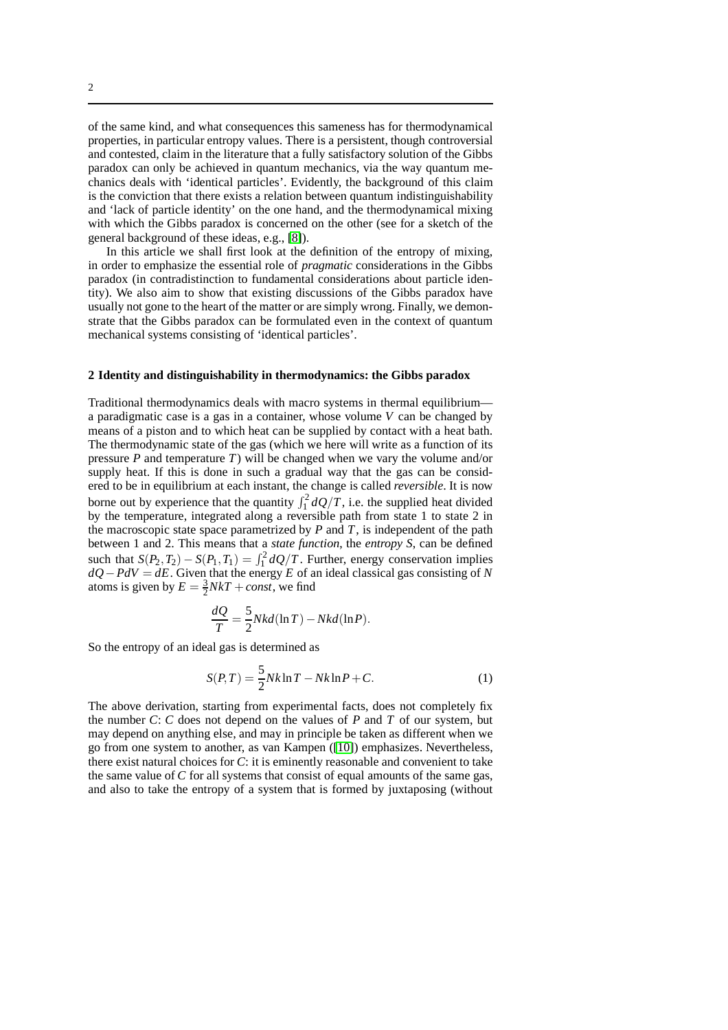of the same kind, and what consequences this sameness has for thermodynamical properties, in particular entropy values. There is a persistent, though controversial and contested, claim in the literature that a fully satisfactory solution of the Gibbs paradox can only be achieved in quantum mechanics, via the way quantum mechanics deals with 'identical particles'. Evidently, the background of this claim is the conviction that there exists a relation between quantum indistinguishability and 'lack of particle identity' on the one hand, and the thermodynamical mixing with which the Gibbs paradox is concerned on the other (see for a sketch of the general background of these ideas, e.g., [8]).

In this article we shall first look at the definition of the entropy of mixing, in order to emphasize the essential role of *pragmatic* considerations in the Gibbs paradox (in contradistinction to fundamental considerations about particle identity). We also aim to show that existing discussions of the Gibbs paradox have usually not gone to the heart of the matter or are simply wrong. Finally, we demonstrate that the Gibbs paradox can be formulated even in the context of quantum mechanical systems consisting of 'identical particles'.

## 2 Identity and distinguishability in thermodynamics: the Gibbs paradox

Traditional thermodynamics deals with macro systems in thermal equilibrium—a paradigmatic case is a gas in a container, whose volume $V$ can be changed by means of a piston and to which heat can be supplied by contact with a heat bath. The thermodynamic state of the gas (which we here will write as a function of its pressure $P$ and temperature $T$) will be changed when we vary the volume and/or supply heat. If this is done in such a gradual way that the gas can be considered to be in equilibrium at each instant, the change is called *reversible*. It is now borne out by experience that the quantity $\int_1^2 dQ/T$, i.e. the supplied heat divided by the temperature, integrated along a reversible path from state 1 to state 2 in the macroscopic state space parametrized by $P$ and $T$, is independent of the path between 1 and 2. This means that a *state function*, the *entropy* $S$, can be defined such that $S(P_2,T_2) - S(P_1,T_1) = \int_1^2 dQ/T$. Further, energy conservation implies $dQ - PdV = dE$. Given that the energy $E$ of an ideal classical gas consisting of $N$ atoms is given by $E = \frac{3}{2}NkT + const$, we find

$$\frac{dQ}{T} = \frac{5}{2}Nkd(\ln T) - Nkd(\ln P).$$

So the entropy of an ideal gas is determined as

$$S(P,T) = \frac{5}{2}Nk\ln T - Nk\ln P + C. \tag{1}$$

The above derivation, starting from experimental facts, does not completely fix the number $C$: $C$ does not depend on the values of $P$ and $T$ of our system, but may depend on anything else, and may in principle be taken as different when we go from one system to another, as van Kampen ([10]) emphasizes. Nevertheless, there exist natural choices for $C$: it is eminently reasonable and convenient to take the same value of $C$ for all systems that consist of equal amounts of the same gas, and also to take the entropy of a system that is formed by juxtaposing (without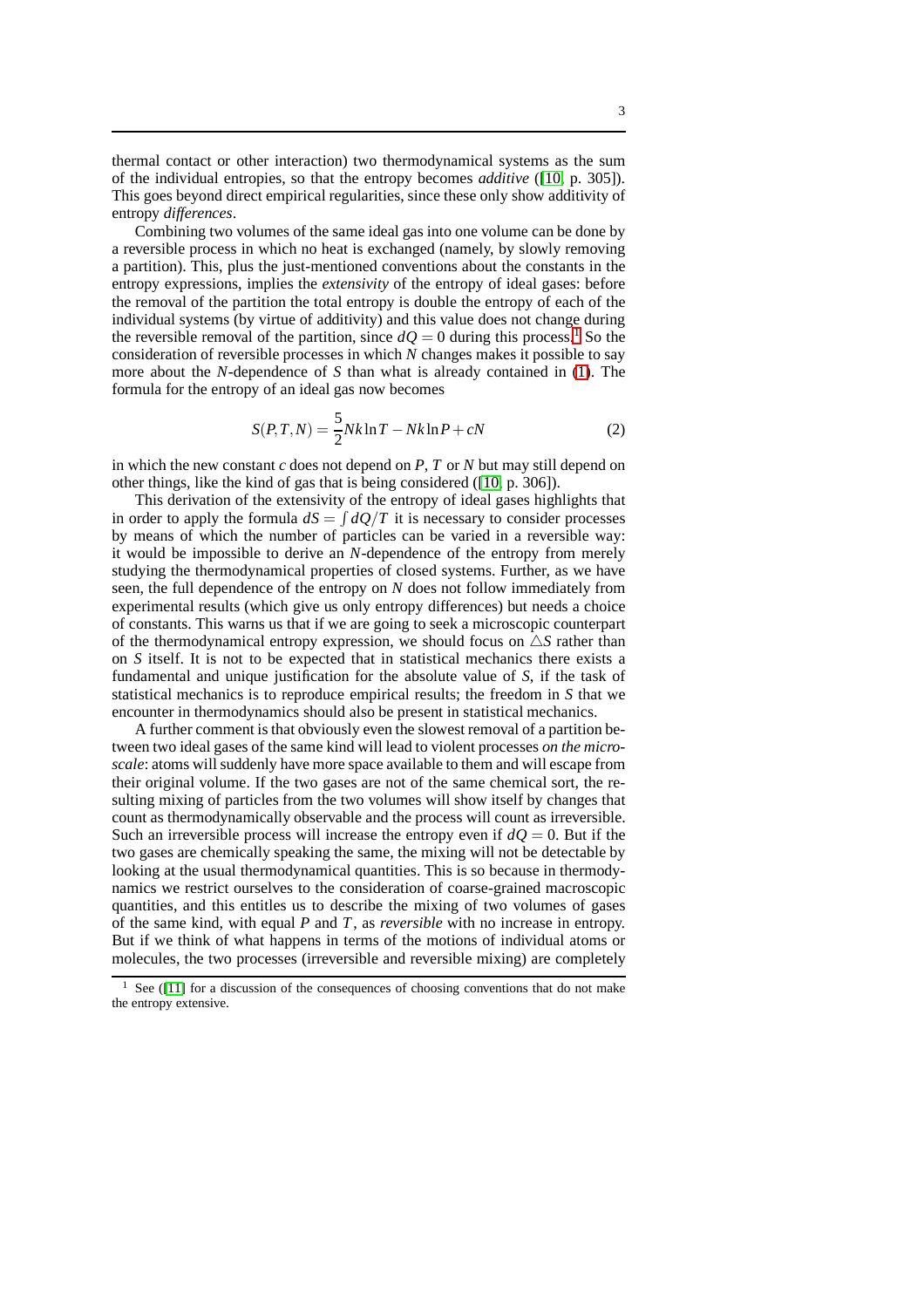thermal contact or other interaction) two thermodynamical systems as the sum of the individual entropies, so that the entropy becomes *additive* ([10, p. 305]). This goes beyond direct empirical regularities, since these only show additivity of entropy *differences*.

Combining two volumes of the same ideal gas into one volume can be done by a reversible process in which no heat is exchanged (namely, by slowly removing a partition). This, plus the just-mentioned conventions about the constants in the entropy expressions, implies the *extensivity* of the entropy of ideal gases: before the removal of the partition the total entropy is double the entropy of each of the individual systems (by virtue of additivity) and this value does not change during the reversible removal of the partition, since $dQ = 0$ during this process.[1] So the consideration of reversible processes in which $N$ changes makes it possible to say more about the $N$-dependence of $S$ than what is already contained in (1). The formula for the entropy of an ideal gas now becomes

$$S(P,T,N) = \frac{5}{2}Nk\ln T - Nk\ln P + cN \tag{2}$$

in which the new constant $c$ does not depend on $P$, $T$ or $N$ but may still depend on other things, like the kind of gas that is being considered ([10, p. 306]).

This derivation of the extensivity of the entropy of ideal gases highlights that in order to apply the formula $dS = \int dQ/T$ it is necessary to consider processes by means of which the number of particles can be varied in a reversible way: it would be impossible to derive an $N$-dependence of the entropy from merely studying the thermodynamical properties of closed systems. Further, as we have seen, the full dependence of the entropy on $N$ does not follow immediately from experimental results (which give us only entropy differences) but needs a choice of constants. This warns us that if we are going to seek a microscopic counterpart of the thermodynamical entropy expression, we should focus on $\triangle S$ rather than on $S$ itself. It is not to be expected that in statistical mechanics there exists a fundamental and unique justification for the absolute value of $S$, if the task of statistical mechanics is to reproduce empirical results; the freedom in $S$ that we encounter in thermodynamics should also be present in statistical mechanics.

A further comment is that obviously even the slowest removal of a partition between two ideal gases of the same kind will lead to violent processes *on the microscale*: atoms will suddenly have more space available to them and will escape from their original volume. If the two gases are not of the same chemical sort, the resulting mixing of particles from the two volumes will show itself by changes that count as thermodynamically observable and the process will count as irreversible. Such an irreversible process will increase the entropy even if $dQ = 0$. But if the two gases are chemically speaking the same, the mixing will not be detectable by looking at the usual thermodynamical quantities. This is so because in thermodynamics we restrict ourselves to the consideration of coarse-grained macroscopic quantities, and this entitles us to describe the mixing of two volumes of gases of the same kind, with equal $P$ and $T$, as *reversible* with no increase in entropy. But if we think of what happens in terms of the motions of individual atoms or molecules, the two processes (irreversible and reversible mixing) are completely

[1] See ([11] for a discussion of the consequences of choosing conventions that do not make the entropy extensive.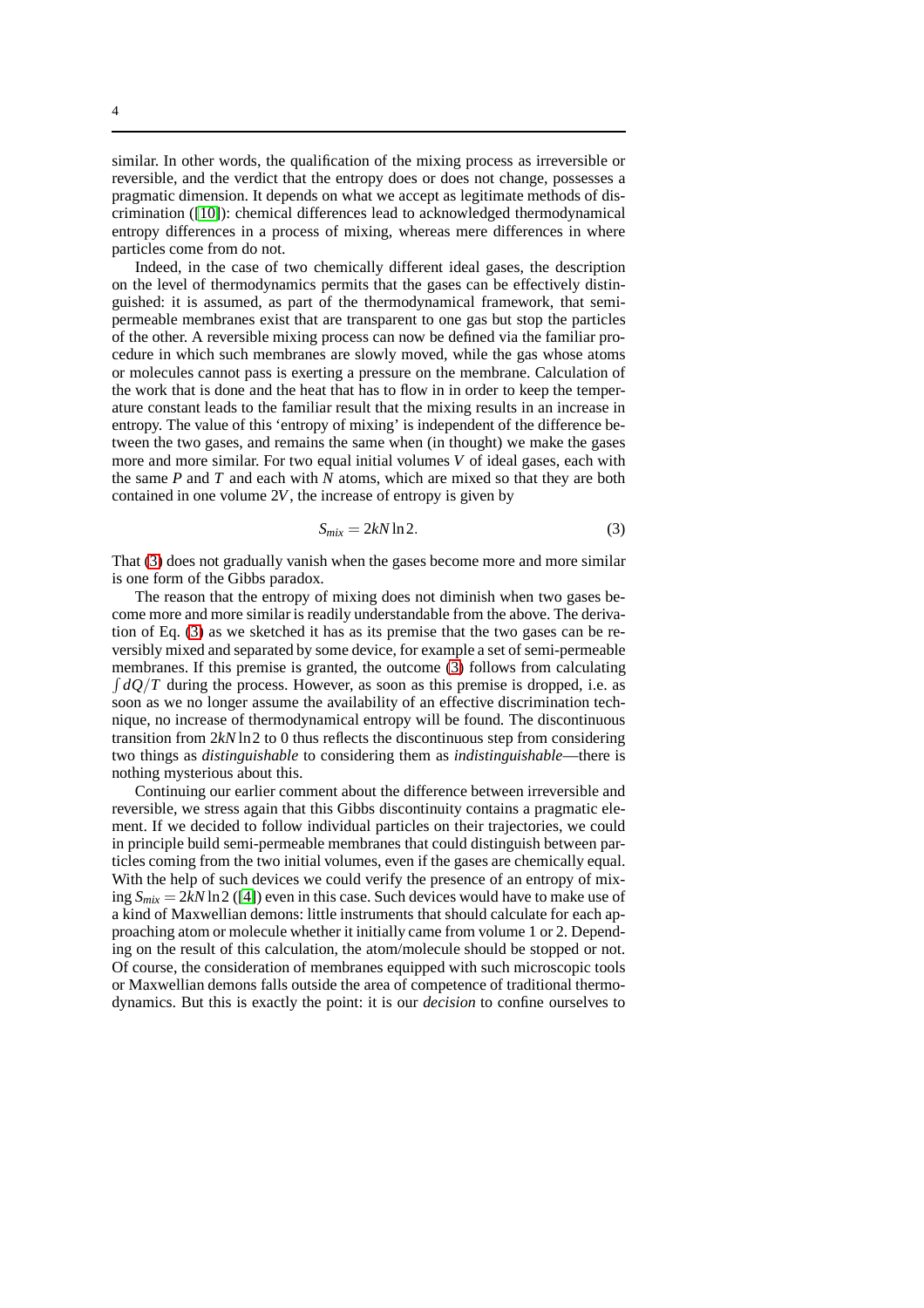similar. In other words, the qualification of the mixing process as irreversible or reversible, and the verdict that the entropy does or does not change, possesses a pragmatic dimension. It depends on what we accept as legitimate methods of discrimination ([10]): chemical differences lead to acknowledged thermodynamical entropy differences in a process of mixing, whereas mere differences in where particles come from do not.

Indeed, in the case of two chemically different ideal gases, the description on the level of thermodynamics permits that the gases can be effectively distinguished: it is assumed, as part of the thermodynamical framework, that semi-permeable membranes exist that are transparent to one gas but stop the particles of the other. A reversible mixing process can now be defined via the familiar procedure in which such membranes are slowly moved, while the gas whose atoms or molecules cannot pass is exerting a pressure on the membrane. Calculation of the work that is done and the heat that has to flow in in order to keep the temperature constant leads to the familiar result that the mixing results in an increase in entropy. The value of this 'entropy of mixing' is independent of the difference between the two gases, and remains the same when (in thought) we make the gases more and more similar. For two equal initial volumes $V$ of ideal gases, each with the same $P$ and $T$ and each with $N$ atoms, which are mixed so that they are both contained in one volume $2V$, the increase of entropy is given by

$$S_{mix} = 2kN \ln 2. \tag{3}$$

That (3) does not gradually vanish when the gases become more and more similar is one form of the Gibbs paradox.

The reason that the entropy of mixing does not diminish when two gases become more and more similar is readily understandable from the above. The derivation of Eq. (3) as we sketched it has as its premise that the two gases can be reversibly mixed and separated by some device, for example a set of semi-permeable membranes. If this premise is granted, the outcome (3) follows from calculating $\int dQ/T$ during the process. However, as soon as this premise is dropped, i.e. as soon as we no longer assume the availability of an effective discrimination technique, no increase of thermodynamical entropy will be found. The discontinuous transition from $2kN \ln 2$ to 0 thus reflects the discontinuous step from considering two things as *distinguishable* to considering them as *indistinguishable*—there is nothing mysterious about this.

Continuing our earlier comment about the difference between irreversible and reversible, we stress again that this Gibbs discontinuity contains a pragmatic element. If we decided to follow individual particles on their trajectories, we could in principle build semi-permeable membranes that could distinguish between particles coming from the two initial volumes, even if the gases are chemically equal. With the help of such devices we could verify the presence of an entropy of mixing $S_{mix} = 2kN \ln 2$ ([4]) even in this case. Such devices would have to make use of a kind of Maxwellian demons: little instruments that should calculate for each approaching atom or molecule whether it initially came from volume 1 or 2. Depending on the result of this calculation, the atom/molecule should be stopped or not. Of course, the consideration of membranes equipped with such microscopic tools or Maxwellian demons falls outside the area of competence of traditional thermodynamics. But this is exactly the point: it is our *decision* to confine ourselves to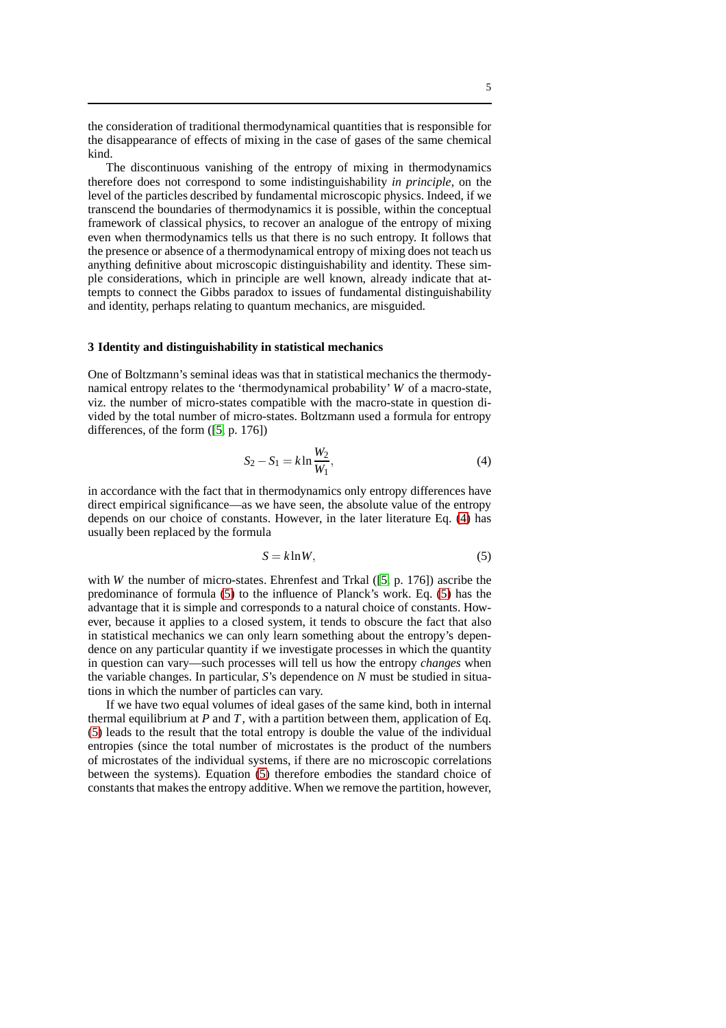the consideration of traditional thermodynamical quantities that is responsible for the disappearance of effects of mixing in the case of gases of the same chemical kind.

The discontinuous vanishing of the entropy of mixing in thermodynamics therefore does not correspond to some indistinguishability *in principle*, on the level of the particles described by fundamental microscopic physics. Indeed, if we transcend the boundaries of thermodynamics it is possible, within the conceptual framework of classical physics, to recover an analogue of the entropy of mixing even when thermodynamics tells us that there is no such entropy. It follows that the presence or absence of a thermodynamical entropy of mixing does not teach us anything definitive about microscopic distinguishability and identity. These simple considerations, which in principle are well known, already indicate that attempts to connect the Gibbs paradox to issues of fundamental distinguishability and identity, perhaps relating to quantum mechanics, are misguided.

## 3 Identity and distinguishability in statistical mechanics

One of Boltzmann's seminal ideas was that in statistical mechanics the thermodynamical entropy relates to the 'thermodynamical probability' $W$ of a macro-state, viz. the number of micro-states compatible with the macro-state in question divided by the total number of micro-states. Boltzmann used a formula for entropy differences, of the form ([5, p. 176])

$$S_2 - S_1 = k \ln \frac{W_2}{W_1}, \tag{4}$$

in accordance with the fact that in thermodynamics only entropy differences have direct empirical significance—as we have seen, the absolute value of the entropy depends on our choice of constants. However, in the later literature Eq. (4) has usually been replaced by the formula

$$S = k \ln W, \tag{5}$$

with $W$ the number of micro-states. Ehrenfest and Trkal ([5, p. 176]) ascribe the predominance of formula (5) to the influence of Planck's work. Eq. (5) has the advantage that it is simple and corresponds to a natural choice of constants. However, because it applies to a closed system, it tends to obscure the fact that also in statistical mechanics we can only learn something about the entropy's dependence on any particular quantity if we investigate processes in which the quantity in question can vary—such processes will tell us how the entropy *changes* when the variable changes. In particular, $S$'s dependence on $N$ must be studied in situations in which the number of particles can vary.

If we have two equal volumes of ideal gases of the same kind, both in internal thermal equilibrium at $P$ and $T$, with a partition between them, application of Eq. (5) leads to the result that the total entropy is double the value of the individual entropies (since the total number of microstates is the product of the numbers of microstates of the individual systems, if there are no microscopic correlations between the systems). Equation (5) therefore embodies the standard choice of constants that makes the entropy additive. When we remove the partition, however,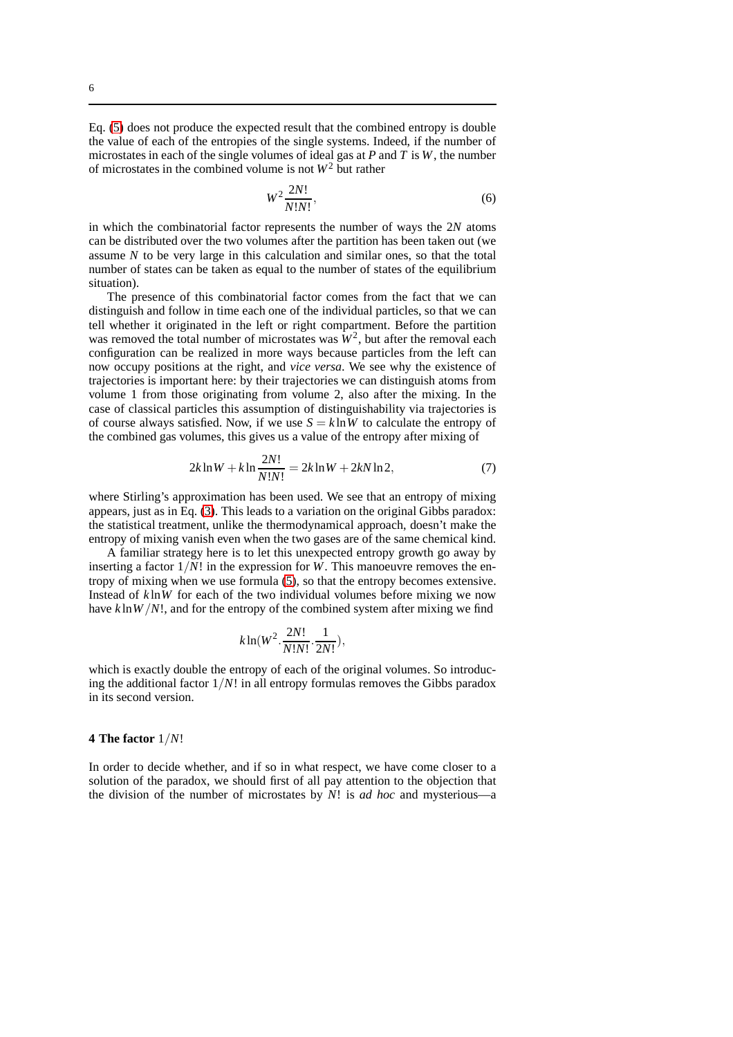Eq. (5) does not produce the expected result that the combined entropy is double the value of each of the entropies of the single systems. Indeed, if the number of microstates in each of the single volumes of ideal gas at $P$ and $T$ is $W$, the number of microstates in the combined volume is not $W^2$ but rather

$$W^2 \frac{2N!}{N!N!}, \tag{6}$$

in which the combinatorial factor represents the number of ways the $2N$ atoms can be distributed over the two volumes after the partition has been taken out (we assume $N$ to be very large in this calculation and similar ones, so that the total number of states can be taken as equal to the number of states of the equilibrium situation).

The presence of this combinatorial factor comes from the fact that we can distinguish and follow in time each one of the individual particles, so that we can tell whether it originated in the left or right compartment. Before the partition was removed the total number of microstates was $W^2$, but after the removal each configuration can be realized in more ways because particles from the left can now occupy positions at the right, and *vice versa*. We see why the existence of trajectories is important here: by their trajectories we can distinguish atoms from volume 1 from those originating from volume 2, also after the mixing. In the case of classical particles this assumption of distinguishability via trajectories is of course always satisfied. Now, if we use $S = k\ln W$ to calculate the entropy of the combined gas volumes, this gives us a value of the entropy after mixing of

$$2k\ln W + k\ln\frac{2N!}{N!N!} = 2k\ln W + 2kN\ln 2, \tag{7}$$

where Stirling's approximation has been used. We see that an entropy of mixing appears, just as in Eq. (3). This leads to a variation on the original Gibbs paradox: the statistical treatment, unlike the thermodynamical approach, doesn't make the entropy of mixing vanish even when the two gases are of the same chemical kind.

A familiar strategy here is to let this unexpected entropy growth go away by inserting a factor $1/N!$ in the expression for $W$. This manoeuvre removes the entropy of mixing when we use formula (5), so that the entropy becomes extensive. Instead of $k\ln W$ for each of the two individual volumes before mixing we now have $k\ln W/N!$, and for the entropy of the combined system after mixing we find

$$k\ln(W^2 . \frac{2N!}{N!N!} . \frac{1}{2N!}),$$

which is exactly double the entropy of each of the original volumes. So introducing the additional factor $1/N!$ in all entropy formulas removes the Gibbs paradox in its second version.

## 4 The factor $1/N!$

In order to decide whether, and if so in what respect, we have come closer to a solution of the paradox, we should first of all pay attention to the objection that the division of the number of microstates by $N!$ is *ad hoc* and mysterious—a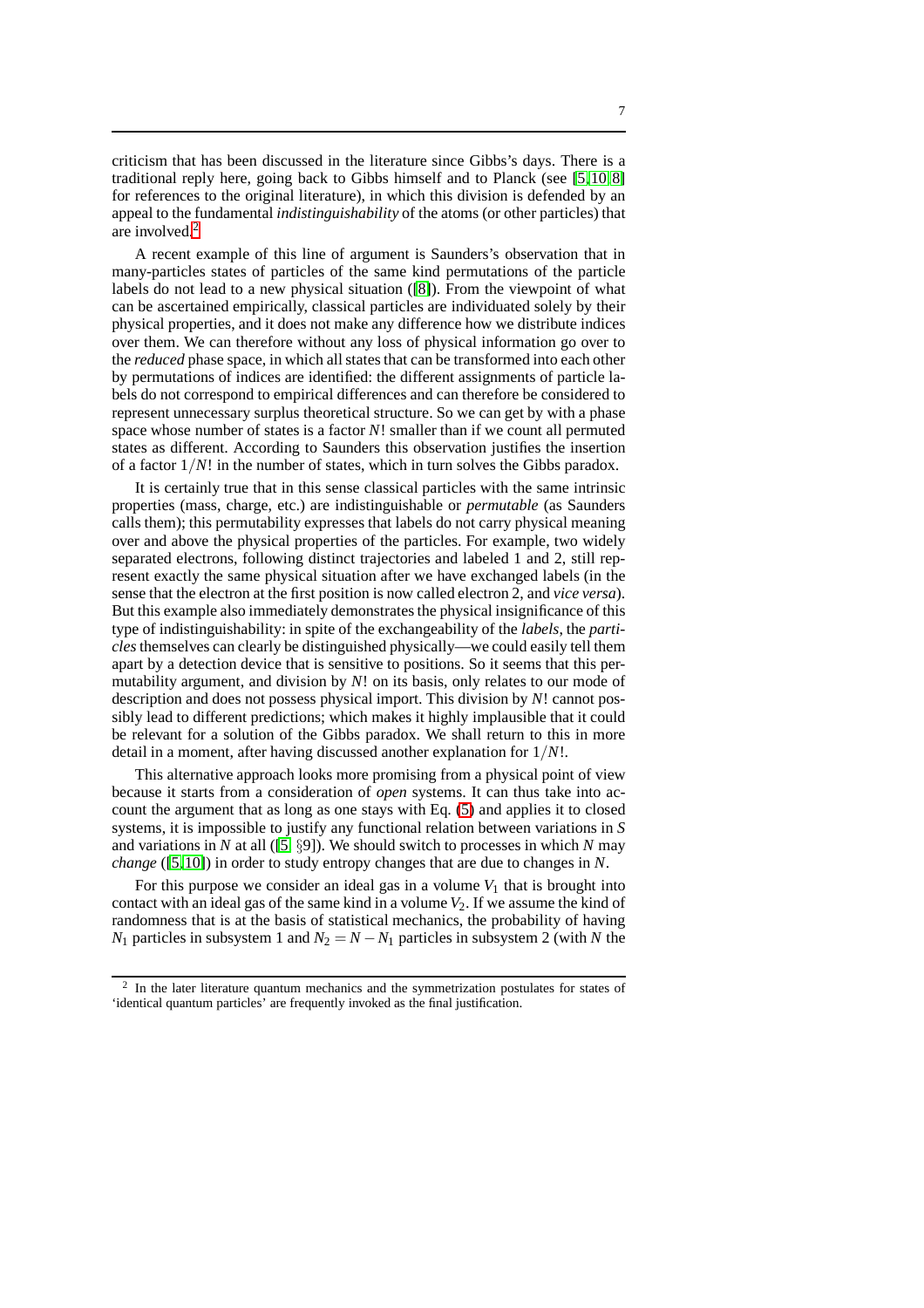criticism that has been discussed in the literature since Gibbs's days. There is a traditional reply here, going back to Gibbs himself and to Planck (see [5,10,8] for references to the original literature), in which this division is defended by an appeal to the fundamental *indistinguishability* of the atoms (or other particles) that are involved.[2]

A recent example of this line of argument is Saunders's observation that in many-particles states of particles of the same kind permutations of the particle labels do not lead to a new physical situation ([8]). From the viewpoint of what can be ascertained empirically, classical particles are individuated solely by their physical properties, and it does not make any difference how we distribute indices over them. We can therefore without any loss of physical information go over to the *reduced* phase space, in which all states that can be transformed into each other by permutations of indices are identified: the different assignments of particle labels do not correspond to empirical differences and can therefore be considered to represent unnecessary surplus theoretical structure. So we can get by with a phase space whose number of states is a factor $N!$ smaller than if we count all permuted states as different. According to Saunders this observation justifies the insertion of a factor $1/N!$ in the number of states, which in turn solves the Gibbs paradox.

It is certainly true that in this sense classical particles with the same intrinsic properties (mass, charge, etc.) are indistinguishable or *permutable* (as Saunders calls them); this permutability expresses that labels do not carry physical meaning over and above the physical properties of the particles. For example, two widely separated electrons, following distinct trajectories and labeled 1 and 2, still represent exactly the same physical situation after we have exchanged labels (in the sense that the electron at the first position is now called electron 2, and *vice versa*). But this example also immediately demonstrates the physical insignificance of this type of indistinguishability: in spite of the exchangeability of the *labels*, the *particles* themselves can clearly be distinguished physically—we could easily tell them apart by a detection device that is sensitive to positions. So it seems that this permutability argument, and division by $N!$ on its basis, only relates to our mode of description and does not possess physical import. This division by $N!$ cannot possibly lead to different predictions; which makes it highly implausible that it could be relevant for a solution of the Gibbs paradox. We shall return to this in more detail in a moment, after having discussed another explanation for $1/N!$.

This alternative approach looks more promising from a physical point of view because it starts from a consideration of *open* systems. It can thus take into account the argument that as long as one stays with Eq. (5) and applies it to closed systems, it is impossible to justify any functional relation between variations in $S$ and variations in $N$ at all ([5, §9]). We should switch to processes in which $N$ may *change* ([5,10]) in order to study entropy changes that are due to changes in $N$.

For this purpose we consider an ideal gas in a volume $V_1$ that is brought into contact with an ideal gas of the same kind in a volume $V_2$. If we assume the kind of randomness that is at the basis of statistical mechanics, the probability of having $N_1$ particles in subsystem 1 and $N_2 = N - N_1$ particles in subsystem 2 (with $N$ the

---

[2] In the later literature quantum mechanics and the symmetrization postulates for states of 'identical quantum particles' are frequently invoked as the final justification.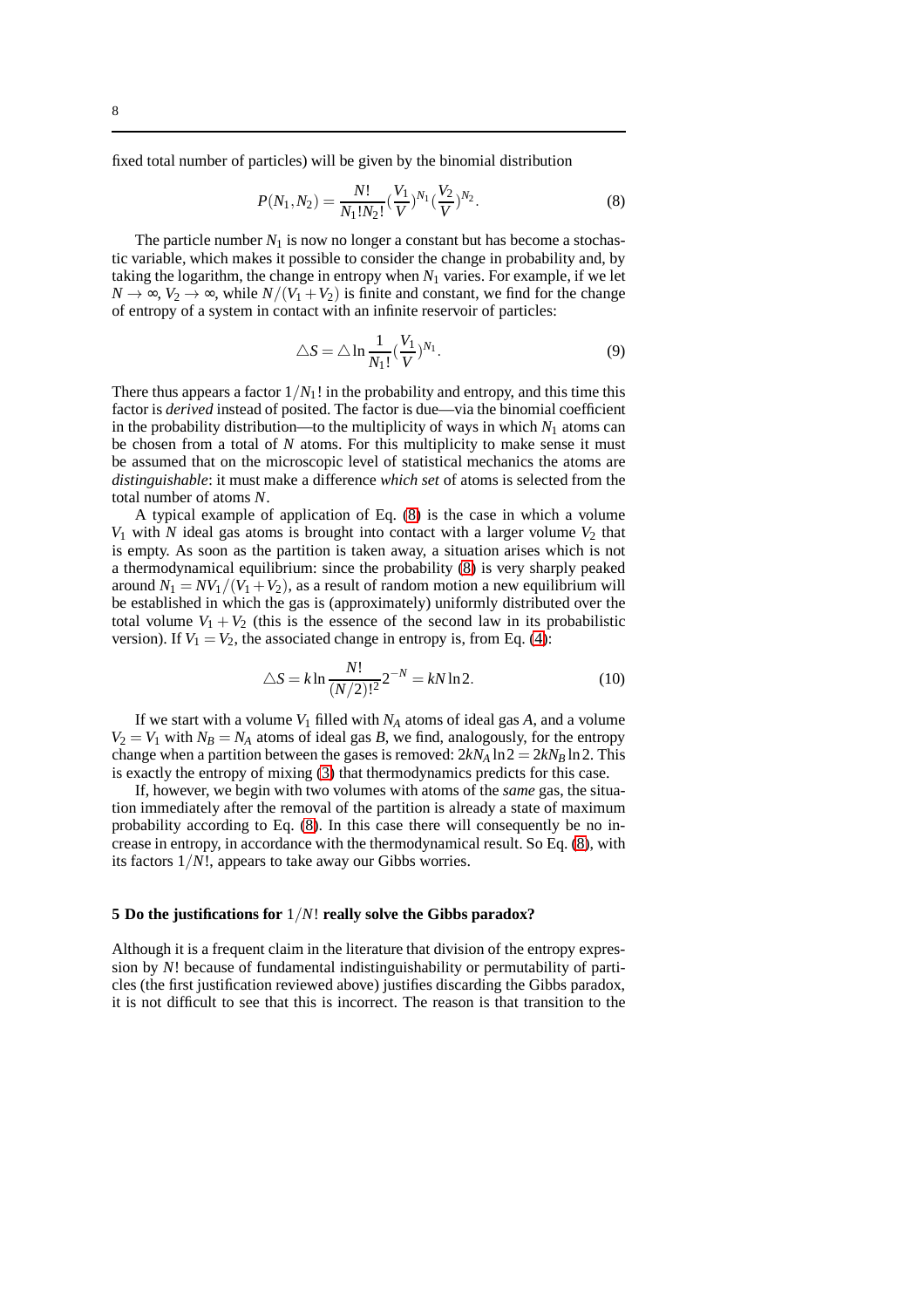fixed total number of particles) will be given by the binomial distribution

$$P(N_1, N_2) = \frac{N!}{N_1!N_2!}(\frac{V_1}{V})^{N_1}(\frac{V_2}{V})^{N_2}. \tag{8}$$

The particle number $N_1$ is now no longer a constant but has become a stochastic variable, which makes it possible to consider the change in probability and, by taking the logarithm, the change in entropy when $N_1$ varies. For example, if we let $N \to \infty$, $V_2 \to \infty$, while $N/(V_1 + V_2)$ is finite and constant, we find for the change of entropy of a system in contact with an infinite reservoir of particles:

$$\triangle S = \triangle \ln \frac{1}{N_1!}(\frac{V_1}{V})^{N_1}. \tag{9}$$

There thus appears a factor $1/N_1!$ in the probability and entropy, and this time this factor is *derived* instead of posited. The factor is due—via the binomial coefficient in the probability distribution—to the multiplicity of ways in which $N_1$ atoms can be chosen from a total of $N$ atoms. For this multiplicity to make sense it must be assumed that on the microscopic level of statistical mechanics the atoms are *distinguishable*: it must make a difference *which set* of atoms is selected from the total number of atoms $N$.

A typical example of application of Eq. (8) is the case in which a volume $V_1$ with $N$ ideal gas atoms is brought into contact with a larger volume $V_2$ that is empty. As soon as the partition is taken away, a situation arises which is not a thermodynamical equilibrium: since the probability (8) is very sharply peaked around $N_1 = NV_1/(V_1 + V_2)$, as a result of random motion a new equilibrium will be established in which the gas is (approximately) uniformly distributed over the total volume $V_1 + V_2$ (this is the essence of the second law in its probabilistic version). If $V_1 = V_2$, the associated change in entropy is, from Eq. (4):

$$\triangle S = k \ln \frac{N!}{(N/2)!^2} 2^{-N} = kN \ln 2. \tag{10}$$

If we start with a volume $V_1$ filled with $N_A$ atoms of ideal gas $A$, and a volume $V_2 = V_1$ with $N_B = N_A$ atoms of ideal gas $B$, we find, analogously, for the entropy change when a partition between the gases is removed: $2kN_A \ln 2 = 2kN_B \ln 2$. This is exactly the entropy of mixing (3) that thermodynamics predicts for this case.

If, however, we begin with two volumes with atoms of the *same* gas, the situation immediately after the removal of the partition is already a state of maximum probability according to Eq. (8). In this case there will consequently be no increase in entropy, in accordance with the thermodynamical result. So Eq. (8), with its factors $1/N!$, appears to take away our Gibbs worries.

## 5 Do the justifications for $1/N!$ really solve the Gibbs paradox?

Although it is a frequent claim in the literature that division of the entropy expression by $N!$ because of fundamental indistinguishability or permutability of particles (the first justification reviewed above) justifies discarding the Gibbs paradox, it is not difficult to see that this is incorrect. The reason is that transition to the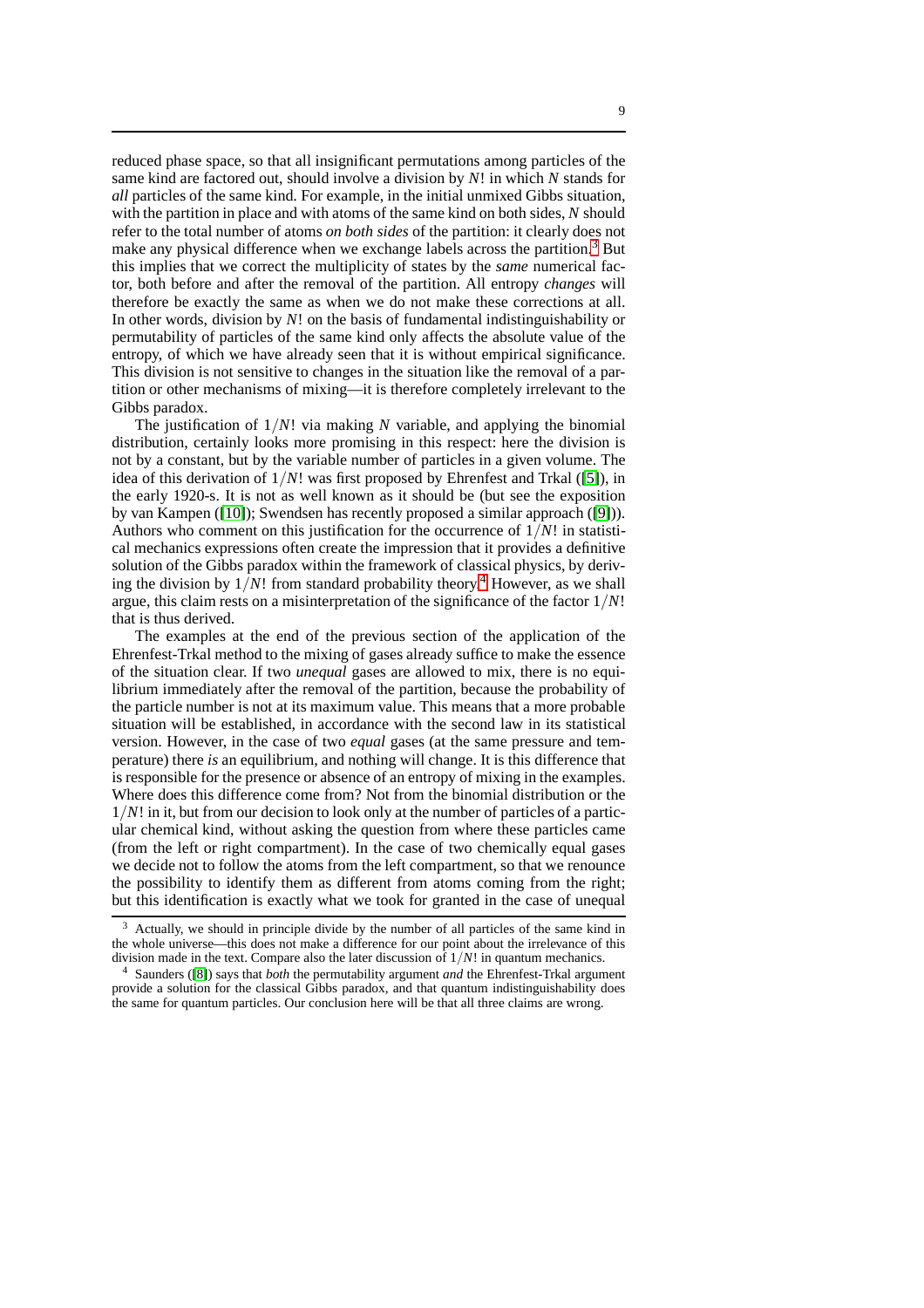reduced phase space, so that all insignificant permutations among particles of the same kind are factored out, should involve a division by $N!$ in which $N$ stands for *all* particles of the same kind. For example, in the initial unmixed Gibbs situation, with the partition in place and with atoms of the same kind on both sides, $N$ should refer to the total number of atoms *on both sides* of the partition: it clearly does not make any physical difference when we exchange labels across the partition.[3] But this implies that we correct the multiplicity of states by the *same* numerical factor, both before and after the removal of the partition. All entropy *changes* will therefore be exactly the same as when we do not make these corrections at all. In other words, division by $N!$ on the basis of fundamental indistinguishability or permutability of particles of the same kind only affects the absolute value of the entropy, of which we have already seen that it is without empirical significance. This division is not sensitive to changes in the situation like the removal of a partition or other mechanisms of mixing—it is therefore completely irrelevant to the Gibbs paradox.

The justification of $1/N!$ via making $N$ variable, and applying the binomial distribution, certainly looks more promising in this respect: here the division is not by a constant, but by the variable number of particles in a given volume. The idea of this derivation of $1/N!$ was first proposed by Ehrenfest and Trkal ([5]), in the early 1920-s. It is not as well known as it should be (but see the exposition by van Kampen ([10]); Swendsen has recently proposed a similar approach ([9])). Authors who comment on this justification for the occurrence of $1/N!$ in statistical mechanics expressions often create the impression that it provides a definitive solution of the Gibbs paradox within the framework of classical physics, by deriving the division by $1/N!$ from standard probability theory.[4] However, as we shall argue, this claim rests on a misinterpretation of the significance of the factor $1/N!$ that is thus derived.

The examples at the end of the previous section of the application of the Ehrenfest-Trkal method to the mixing of gases already suffice to make the essence of the situation clear. If two *unequal* gases are allowed to mix, there is no equilibrium immediately after the removal of the partition, because the probability of the particle number is not at its maximum value. This means that a more probable situation will be established, in accordance with the second law in its statistical version. However, in the case of two *equal* gases (at the same pressure and temperature) there *is* an equilibrium, and nothing will change. It is this difference that is responsible for the presence or absence of an entropy of mixing in the examples. Where does this difference come from? Not from the binomial distribution or the $1/N!$ in it, but from our decision to look only at the number of particles of a particular chemical kind, without asking the question from where these particles came (from the left or right compartment). In the case of two chemically equal gases we decide not to follow the atoms from the left compartment, so that we renounce the possibility to identify them as different from atoms coming from the right; but this identification is exactly what we took for granted in the case of unequal

[3] Actually, we should in principle divide by the number of all particles of the same kind in the whole universe—this does not make a difference for our point about the irrelevance of this division made in the text. Compare also the later discussion of $1/N!$ in quantum mechanics.

[4] Saunders ([8]) says that *both* the permutability argument *and* the Ehrenfest-Trkal argument provide a solution for the classical Gibbs paradox, and that quantum indistinguishability does the same for quantum particles. Our conclusion here will be that all three claims are wrong.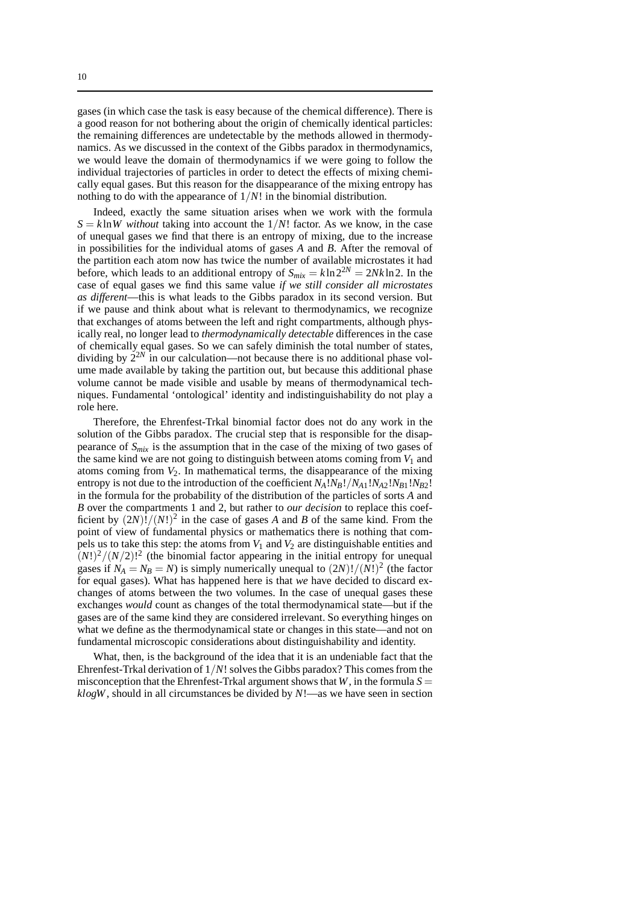gases (in which case the task is easy because of the chemical difference). There is a good reason for not bothering about the origin of chemically identical particles: the remaining differences are undetectable by the methods allowed in thermodynamics. As we discussed in the context of the Gibbs paradox in thermodynamics, we would leave the domain of thermodynamics if we were going to follow the individual trajectories of particles in order to detect the effects of mixing chemically equal gases. But this reason for the disappearance of the mixing entropy has nothing to do with the appearance of $1/N!$ in the binomial distribution.

Indeed, exactly the same situation arises when we work with the formula $S = k \ln W$ *without* taking into account the $1/N!$ factor. As we know, in the case of unequal gases we find that there is an entropy of mixing, due to the increase in possibilities for the individual atoms of gases $A$ and $B$. After the removal of the partition each atom now has twice the number of available microstates it had before, which leads to an additional entropy of $S_{mix} = k \ln 2^{2N} = 2Nk \ln 2$. In the case of equal gases we find this same value *if we still consider all microstates as different*—this is what leads to the Gibbs paradox in its second version. But if we pause and think about what is relevant to thermodynamics, we recognize that exchanges of atoms between the left and right compartments, although physically real, no longer lead to *thermodynamically detectable* differences in the case of chemically equal gases. So we can safely diminish the total number of states, dividing by $2^{2N}$ in our calculation—not because there is no additional phase volume made available by taking the partition out, but because this additional phase volume cannot be made visible and usable by means of thermodynamical techniques. Fundamental 'ontological' identity and indistinguishability do not play a role here.

Therefore, the Ehrenfest-Trkal binomial factor does not do any work in the solution of the Gibbs paradox. The crucial step that is responsible for the disappearance of $S_{mix}$ is the assumption that in the case of the mixing of two gases of the same kind we are not going to distinguish between atoms coming from $V_1$ and atoms coming from $V_2$. In mathematical terms, the disappearance of the mixing entropy is not due to the introduction of the coefficient $N_A!N_B!/N_{A1}!N_{A2}!N_{B1}!N_{B2}!$ in the formula for the probability of the distribution of the particles of sorts $A$ and $B$ over the compartments 1 and 2, but rather to *our decision* to replace this coefficient by $(2N)!/(N!)^2$ in the case of gases $A$ and $B$ of the same kind. From the point of view of fundamental physics or mathematics there is nothing that compels us to take this step: the atoms from $V_1$ and $V_2$ are distinguishable entities and $(N!)^2/(N/2)!^2$ (the binomial factor appearing in the initial entropy for unequal gases if $N_A = N_B = N$) is simply numerically unequal to $(2N)!/(N!)^2$ (the factor for equal gases). What has happened here is that *we* have decided to discard exchanges of atoms between the two volumes. In the case of unequal gases these exchanges *would* count as changes of the total thermodynamical state—but if the gases are of the same kind they are considered irrelevant. So everything hinges on what we define as the thermodynamical state or changes in this state—and not on fundamental microscopic considerations about distinguishability and identity.

What, then, is the background of the idea that it is an undeniable fact that the Ehrenfest-Trkal derivation of $1/N!$ solves the Gibbs paradox? This comes from the misconception that the Ehrenfest-Trkal argument shows that $W$, in the formula $S = k \log W$, should in all circumstances be divided by $N!$—as we have seen in section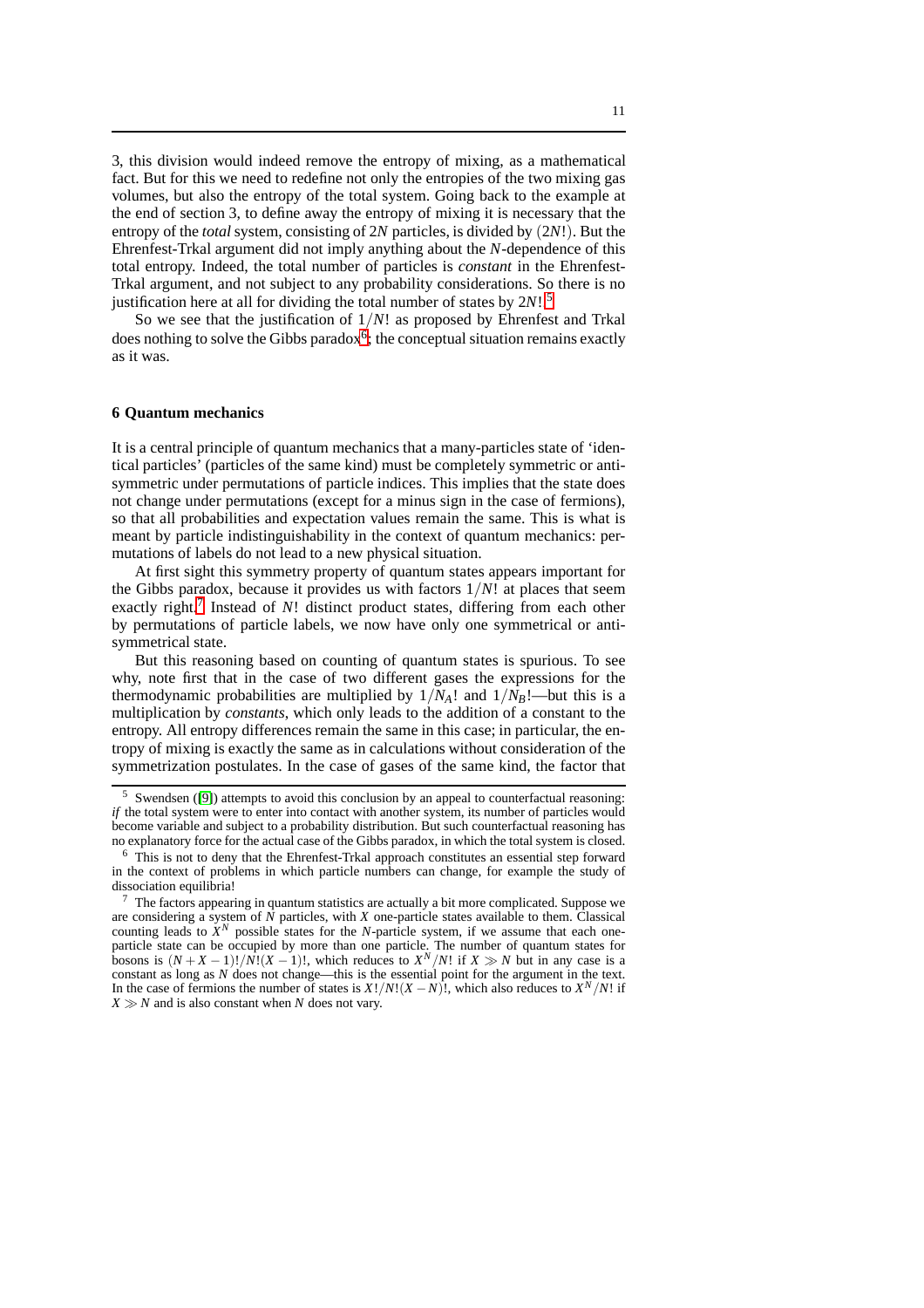3, this division would indeed remove the entropy of mixing, as a mathematical fact. But for this we need to redefine not only the entropies of the two mixing gas volumes, but also the entropy of the total system. Going back to the example at the end of section 3, to define away the entropy of mixing it is necessary that the entropy of the *total* system, consisting of $2N$ particles, is divided by $(2N!)$. But the Ehrenfest-Trkal argument did not imply anything about the $N$-dependence of this total entropy. Indeed, the total number of particles is *constant* in the Ehrenfest-Trkal argument, and not subject to any probability considerations. So there is no justification here at all for dividing the total number of states by $2N!$.[5]

So we see that the justification of $1/N!$ as proposed by Ehrenfest and Trkal does nothing to solve the Gibbs paradox[6]; the conceptual situation remains exactly as it was.

## 6 Quantum mechanics

It is a central principle of quantum mechanics that a many-particles state of 'identical particles' (particles of the same kind) must be completely symmetric or antisymmetric under permutations of particle indices. This implies that the state does not change under permutations (except for a minus sign in the case of fermions), so that all probabilities and expectation values remain the same. This is what is meant by particle indistinguishability in the context of quantum mechanics: permutations of labels do not lead to a new physical situation.

At first sight this symmetry property of quantum states appears important for the Gibbs paradox, because it provides us with factors $1/N!$ at places that seem exactly right.[7] Instead of $N!$ distinct product states, differing from each other by permutations of particle labels, we now have only one symmetrical or antisymmetrical state.

But this reasoning based on counting of quantum states is spurious. To see why, note first that in the case of two different gases the expressions for the thermodynamic probabilities are multiplied by $1/N_A!$ and $1/N_B!$—but this is a multiplication by *constants*, which only leads to the addition of a constant to the entropy. All entropy differences remain the same in this case; in particular, the entropy of mixing is exactly the same as in calculations without consideration of the symmetrization postulates. In the case of gases of the same kind, the factor that

---

[5] Swendsen ([9]) attempts to avoid this conclusion by an appeal to counterfactual reasoning: *if* the total system were to enter into contact with another system, its number of particles would become variable and subject to a probability distribution. But such counterfactual reasoning has no explanatory force for the actual case of the Gibbs paradox, in which the total system is closed.

[6] This is not to deny that the Ehrenfest-Trkal approach constitutes an essential step forward in the context of problems in which particle numbers can change, for example the study of dissociation equilibria!

[7] The factors appearing in quantum statistics are actually a bit more complicated. Suppose we are considering a system of $N$ particles, with $X$ one-particle states available to them. Classical counting leads to $X^N$ possible states for the $N$-particle system, if we assume that each one-particle state can be occupied by more than one particle. The number of quantum states for bosons is $(N+X-1)!/N!(X-1)!$, which reduces to $X^N/N!$ if $X \gg N$ but in any case is a constant as long as $N$ does not change—this is the essential point for the argument in the text. In the case of fermions the number of states is $X!/N!(X-N)!$, which also reduces to $X^N/N!$ if $X \gg N$ and is also constant when $N$ does not vary.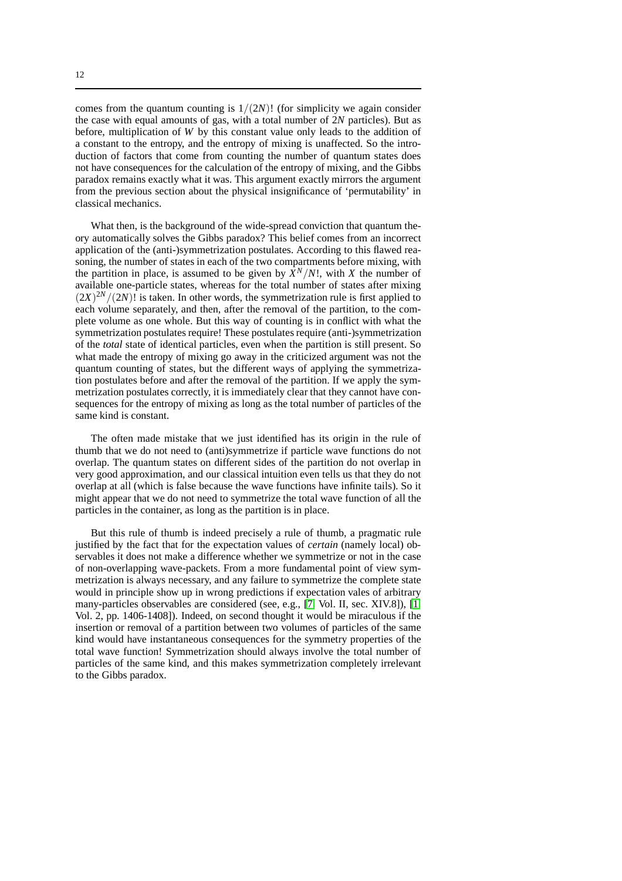comes from the quantum counting is $1/(2N)!$ (for simplicity we again consider the case with equal amounts of gas, with a total number of $2N$ particles). But as before, multiplication of $W$ by this constant value only leads to the addition of a constant to the entropy, and the entropy of mixing is unaffected. So the introduction of factors that come from counting the number of quantum states does not have consequences for the calculation of the entropy of mixing, and the Gibbs paradox remains exactly what it was. This argument exactly mirrors the argument from the previous section about the physical insignificance of 'permutability' in classical mechanics.

What then, is the background of the wide-spread conviction that quantum theory automatically solves the Gibbs paradox? This belief comes from an incorrect application of the (anti-)symmetrization postulates. According to this flawed reasoning, the number of states in each of the two compartments before mixing, with the partition in place, is assumed to be given by $X^N/N!$, with $X$ the number of available one-particle states, whereas for the total number of states after mixing $(2X)^{2N}/(2N)!$ is taken. In other words, the symmetrization rule is first applied to each volume separately, and then, after the removal of the partition, to the complete volume as one whole. But this way of counting is in conflict with what the symmetrization postulates require! These postulates require (anti-)symmetrization of the *total* state of identical particles, even when the partition is still present. So what made the entropy of mixing go away in the criticized argument was not the quantum counting of states, but the different ways of applying the symmetrization postulates before and after the removal of the partition. If we apply the symmetrization postulates correctly, it is immediately clear that they cannot have consequences for the entropy of mixing as long as the total number of particles of the same kind is constant.

The often made mistake that we just identified has its origin in the rule of thumb that we do not need to (anti)symmetrize if particle wave functions do not overlap. The quantum states on different sides of the partition do not overlap in very good approximation, and our classical intuition even tells us that they do not overlap at all (which is false because the wave functions have infinite tails). So it might appear that we do not need to symmetrize the total wave function of all the particles in the container, as long as the partition is in place.

But this rule of thumb is indeed precisely a rule of thumb, a pragmatic rule justified by the fact that for the expectation values of *certain* (namely local) observables it does not make a difference whether we symmetrize or not in the case of non-overlapping wave-packets. From a more fundamental point of view symmetrization is always necessary, and any failure to symmetrize the complete state would in principle show up in wrong predictions if expectation vales of arbitrary many-particles observables are considered (see, e.g., [7, Vol. II, sec. XIV.8]), [1, Vol. 2, pp. 1406-1408]). Indeed, on second thought it would be miraculous if the insertion or removal of a partition between two volumes of particles of the same kind would have instantaneous consequences for the symmetry properties of the total wave function! Symmetrization should always involve the total number of particles of the same kind, and this makes symmetrization completely irrelevant to the Gibbs paradox.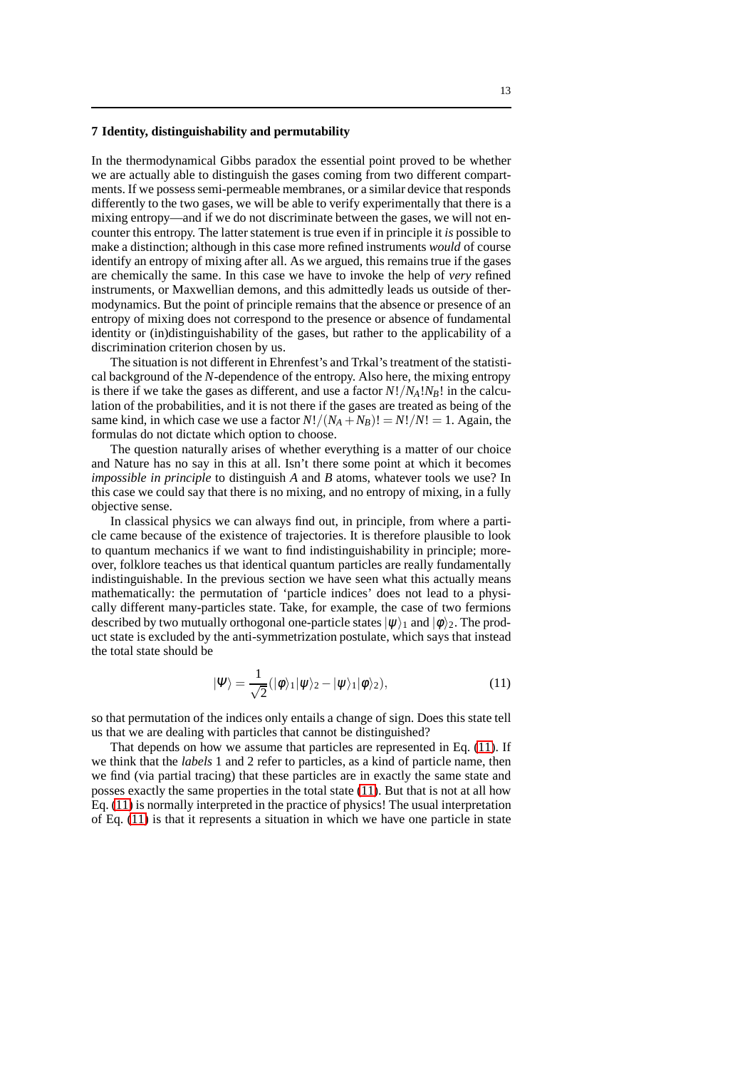## 7 Identity, distinguishability and permutability

In the thermodynamical Gibbs paradox the essential point proved to be whether we are actually able to distinguish the gases coming from two different compartments. If we possess semi-permeable membranes, or a similar device that responds differently to the two gases, we will be able to verify experimentally that there is a mixing entropy—and if we do not discriminate between the gases, we will not encounter this entropy. The latter statement is true even if in principle it *is* possible to make a distinction; although in this case more refined instruments *would* of course identify an entropy of mixing after all. As we argued, this remains true if the gases are chemically the same. In this case we have to invoke the help of *very* refined instruments, or Maxwellian demons, and this admittedly leads us outside of thermodynamics. But the point of principle remains that the absence or presence of an entropy of mixing does not correspond to the presence or absence of fundamental identity or (in)distinguishability of the gases, but rather to the applicability of a discrimination criterion chosen by us.

The situation is not different in Ehrenfest's and Trkal's treatment of the statistical background of the $N$-dependence of the entropy. Also here, the mixing entropy is there if we take the gases as different, and use a factor $N!/N_A!N_B!$ in the calculation of the probabilities, and it is not there if the gases are treated as being of the same kind, in which case we use a factor $N!/(N_A+N_B)! = N!/N! = 1$. Again, the formulas do not dictate which option to choose.

The question naturally arises of whether everything is a matter of our choice and Nature has no say in this at all. Isn't there some point at which it becomes *impossible in principle* to distinguish $A$ and $B$ atoms, whatever tools we use? In this case we could say that there is no mixing, and no entropy of mixing, in a fully objective sense.

In classical physics we can always find out, in principle, from where a particle came because of the existence of trajectories. It is therefore plausible to look to quantum mechanics if we want to find indistinguishability in principle; moreover, folklore teaches us that identical quantum particles are really fundamentally indistinguishable. In the previous section we have seen what this actually means mathematically: the permutation of 'particle indices' does not lead to a physically different many-particles state. Take, for example, the case of two fermions described by two mutually orthogonal one-particle states $|\psi\rangle_1$ and $|\phi\rangle_2$. The product state is excluded by the anti-symmetrization postulate, which says that instead the total state should be

$$|\Psi\rangle = \frac{1}{\sqrt{2}}(|\phi\rangle_1|\psi\rangle_2 - |\psi\rangle_1|\phi\rangle_2), \tag{11}$$

so that permutation of the indices only entails a change of sign. Does this state tell us that we are dealing with particles that cannot be distinguished?

That depends on how we assume that particles are represented in Eq. (11). If we think that the *labels* 1 and 2 refer to particles, as a kind of particle name, then we find (via partial tracing) that these particles are in exactly the same state and posses exactly the same properties in the total state (11). But that is not at all how Eq. (11) is normally interpreted in the practice of physics! The usual interpretation of Eq. (11) is that it represents a situation in which we have one particle in state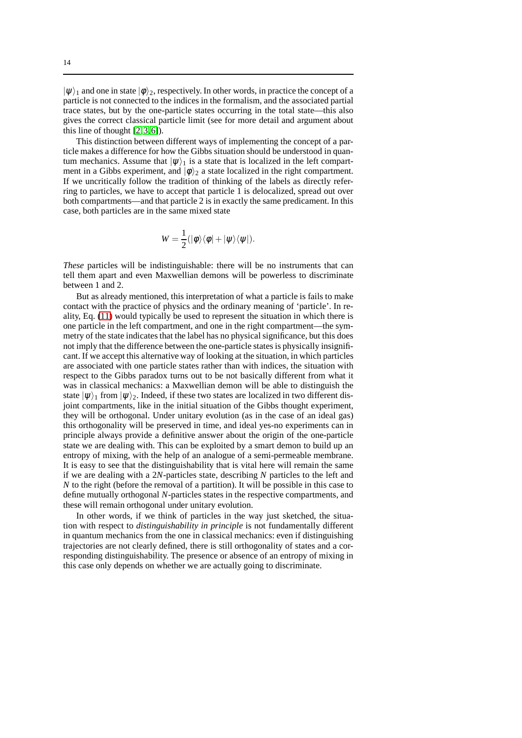$|\psi\rangle_1$ and one in state $|\phi\rangle_2$, respectively. In other words, in practice the concept of a particle is not connected to the indices in the formalism, and the associated partial trace states, but by the one-particle states occurring in the total state—this also gives the correct classical particle limit (see for more detail and argument about this line of thought [2,3,6]).

This distinction between different ways of implementing the concept of a particle makes a difference for how the Gibbs situation should be understood in quantum mechanics. Assume that $|\psi\rangle_1$ is a state that is localized in the left compartment in a Gibbs experiment, and $|\phi\rangle_2$ a state localized in the right compartment. If we uncritically follow the tradition of thinking of the labels as directly referring to particles, we have to accept that particle 1 is delocalized, spread out over both compartments—and that particle 2 is in exactly the same predicament. In this case, both particles are in the same mixed state

$$W = \frac{1}{2}(|\phi\rangle\langle\phi| + |\psi\rangle\langle\psi|).$$

*These* particles will be indistinguishable: there will be no instruments that can tell them apart and even Maxwellian demons will be powerless to discriminate between 1 and 2.

But as already mentioned, this interpretation of what a particle is fails to make contact with the practice of physics and the ordinary meaning of 'particle'. In reality, Eq. (11) would typically be used to represent the situation in which there is one particle in the left compartment, and one in the right compartment—the symmetry of the state indicates that the label has no physical significance, but this does not imply that the difference between the one-particle states is physically insignificant. If we accept this alternative way of looking at the situation, in which particles are associated with one particle states rather than with indices, the situation with respect to the Gibbs paradox turns out to be not basically different from what it was in classical mechanics: a Maxwellian demon will be able to distinguish the state $|\psi\rangle_1$ from $|\psi\rangle_2$. Indeed, if these two states are localized in two different disjoint compartments, like in the initial situation of the Gibbs thought experiment, they will be orthogonal. Under unitary evolution (as in the case of an ideal gas) this orthogonality will be preserved in time, and ideal yes-no experiments can in principle always provide a definitive answer about the origin of the one-particle state we are dealing with. This can be exploited by a smart demon to build up an entropy of mixing, with the help of an analogue of a semi-permeable membrane. It is easy to see that the distinguishability that is vital here will remain the same if we are dealing with a $2N$-particles state, describing $N$ particles to the left and $N$ to the right (before the removal of a partition). It will be possible in this case to define mutually orthogonal $N$-particles states in the respective compartments, and these will remain orthogonal under unitary evolution.

In other words, if we think of particles in the way just sketched, the situation with respect to *distinguishability in principle* is not fundamentally different in quantum mechanics from the one in classical mechanics: even if distinguishing trajectories are not clearly defined, there is still orthogonality of states and a corresponding distinguishability. The presence or absence of an entropy of mixing in this case only depends on whether we are actually going to discriminate.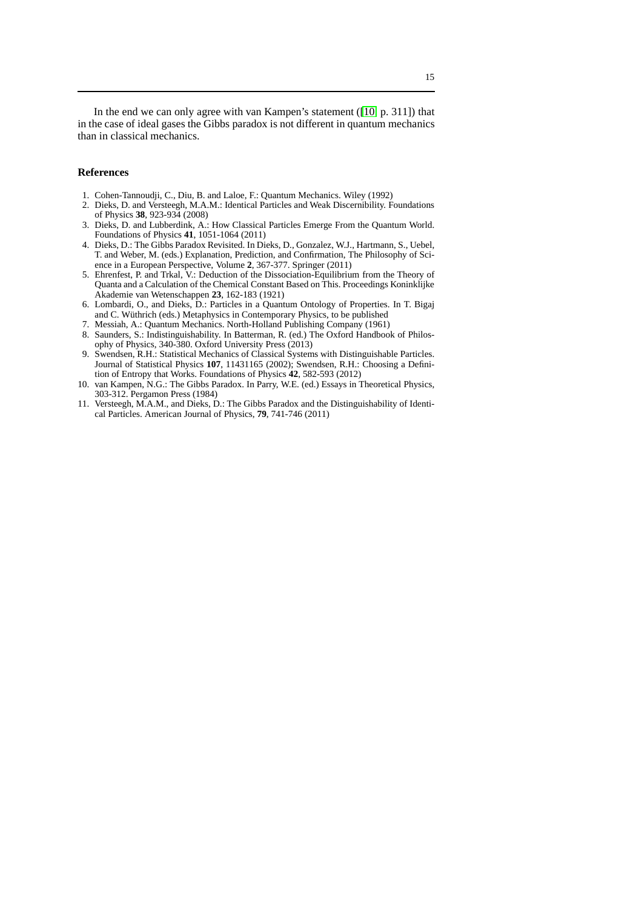In the end we can only agree with van Kampen's statement ([10, p. 311]) that in the case of ideal gases the Gibbs paradox is not different in quantum mechanics than in classical mechanics.

## References

1. Cohen-Tannoudji, C., Diu, B. and Laloe, F.: Quantum Mechanics. Wiley (1992)
2. Dieks, D. and Versteegh, M.A.M.: Identical Particles and Weak Discernibility. Foundations of Physics **38**, 923-934 (2008)
3. Dieks, D. and Lubberdink, A.: How Classical Particles Emerge From the Quantum World. Foundations of Physics **41**, 1051-1064 (2011)
4. Dieks, D.: The Gibbs Paradox Revisited. In Dieks, D., Gonzalez, W.J., Hartmann, S., Uebel, T. and Weber, M. (eds.) Explanation, Prediction, and Confirmation, The Philosophy of Science in a European Perspective, Volume **2**, 367-377. Springer (2011)
5. Ehrenfest, P. and Trkal, V.: Deduction of the Dissociation-Equilibrium from the Theory of Quanta and a Calculation of the Chemical Constant Based on This. Proceedings Koninklijke Akademie van Wetenschappen **23**, 162-183 (1921)
6. Lombardi, O., and Dieks, D.: Particles in a Quantum Ontology of Properties. In T. Bigaj and C. Wüthrich (eds.) Metaphysics in Contemporary Physics, to be published
7. Messiah, A.: Quantum Mechanics. North-Holland Publishing Company (1961)
8. Saunders, S.: Indistinguishability. In Batterman, R. (ed.) The Oxford Handbook of Philosophy of Physics, 340-380. Oxford University Press (2013)
9. Swendsen, R.H.: Statistical Mechanics of Classical Systems with Distinguishable Particles. Journal of Statistical Physics **107**, 11431165 (2002); Swendsen, R.H.: Choosing a Definition of Entropy that Works. Foundations of Physics **42**, 582-593 (2012)
10. van Kampen, N.G.: The Gibbs Paradox. In Parry, W.E. (ed.) Essays in Theoretical Physics, 303-312. Pergamon Press (1984)
11. Versteegh, M.A.M., and Dieks, D.: The Gibbs Paradox and the Distinguishability of Identical Particles. American Journal of Physics, **79**, 741-746 (2011)